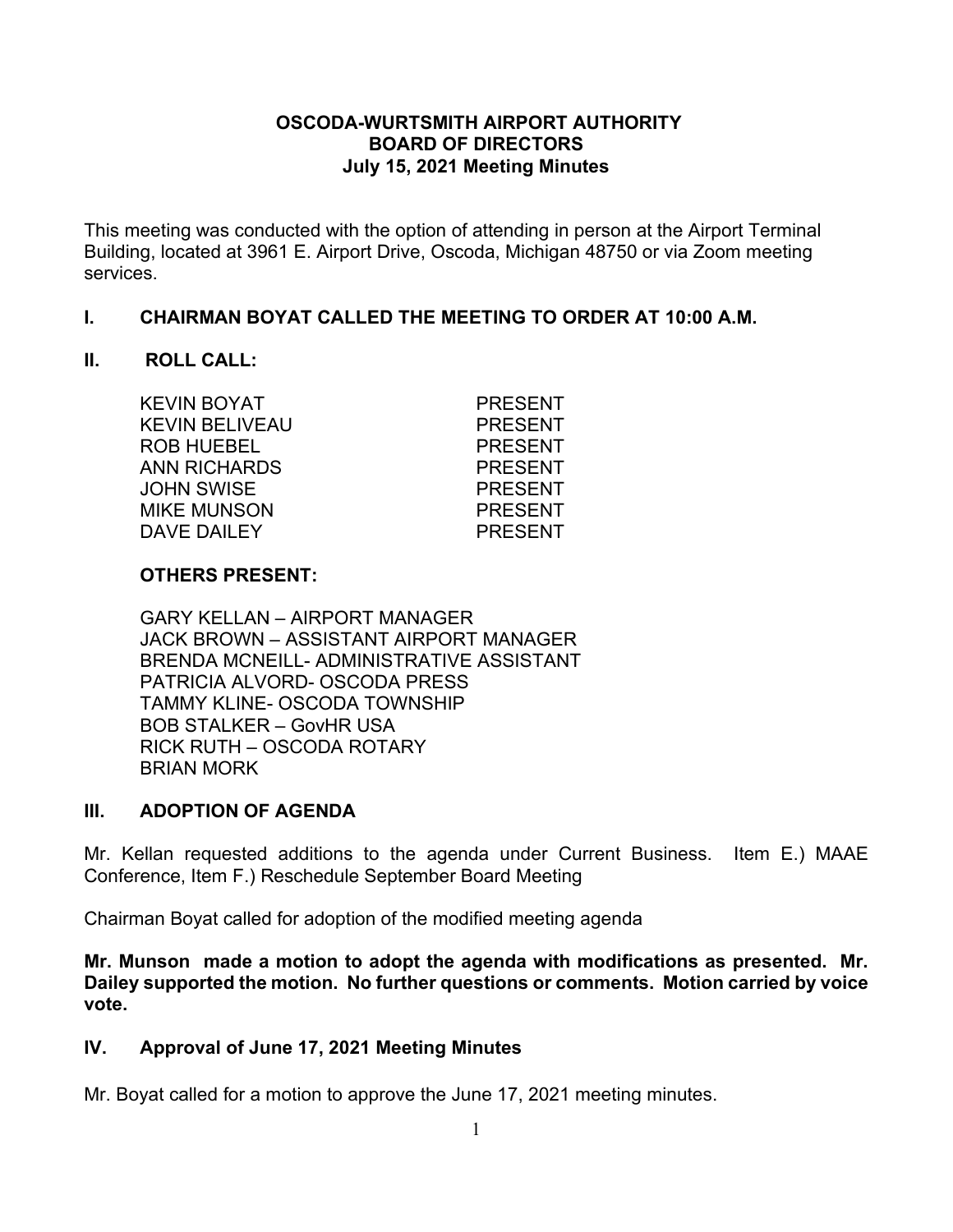# OSCODA-WURTSMITH AIRPORT AUTHORITY
## BOARD OF DIRECTORS
### July 15, 2021 Meeting Minutes

This meeting was conducted with the option of attending in person at the Airport Terminal Building, located at 3961 E. Airport Drive, Oscoda, Michigan 48750 or via Zoom meeting services.

## I. CHAIRMAN BOYAT CALLED THE MEETING TO ORDER AT 10:00 A.M.

## II. ROLL CALL:

| | |
|---|---|
| KEVIN BOYAT | PRESENT |
| KEVIN BELIVEAU | PRESENT |
| ROB HUEBEL | PRESENT |
| ANN RICHARDS | PRESENT |
| JOHN SWISE | PRESENT |
| MIKE MUNSON | PRESENT |
| DAVE DAILEY | PRESENT |

**OTHERS PRESENT:**

GARY KELLAN – AIRPORT MANAGER
JACK BROWN – ASSISTANT AIRPORT MANAGER
BRENDA MCNEILL- ADMINISTRATIVE ASSISTANT
PATRICIA ALVORD- OSCODA PRESS
TAMMY KLINE- OSCODA TOWNSHIP
BOB STALKER – GovHR USA
RICK RUTH – OSCODA ROTARY
BRIAN MORK

## III. ADOPTION OF AGENDA

Mr. Kellan requested additions to the agenda under Current Business. Item E.) MAAE Conference, Item F.) Reschedule September Board Meeting

Chairman Boyat called for adoption of the modified meeting agenda

**Mr. Munson made a motion to adopt the agenda with modifications as presented. Mr. Dailey supported the motion. No further questions or comments. Motion carried by voice vote.**

## IV. Approval of June 17, 2021 Meeting Minutes

Mr. Boyat called for a motion to approve the June 17, 2021 meeting minutes.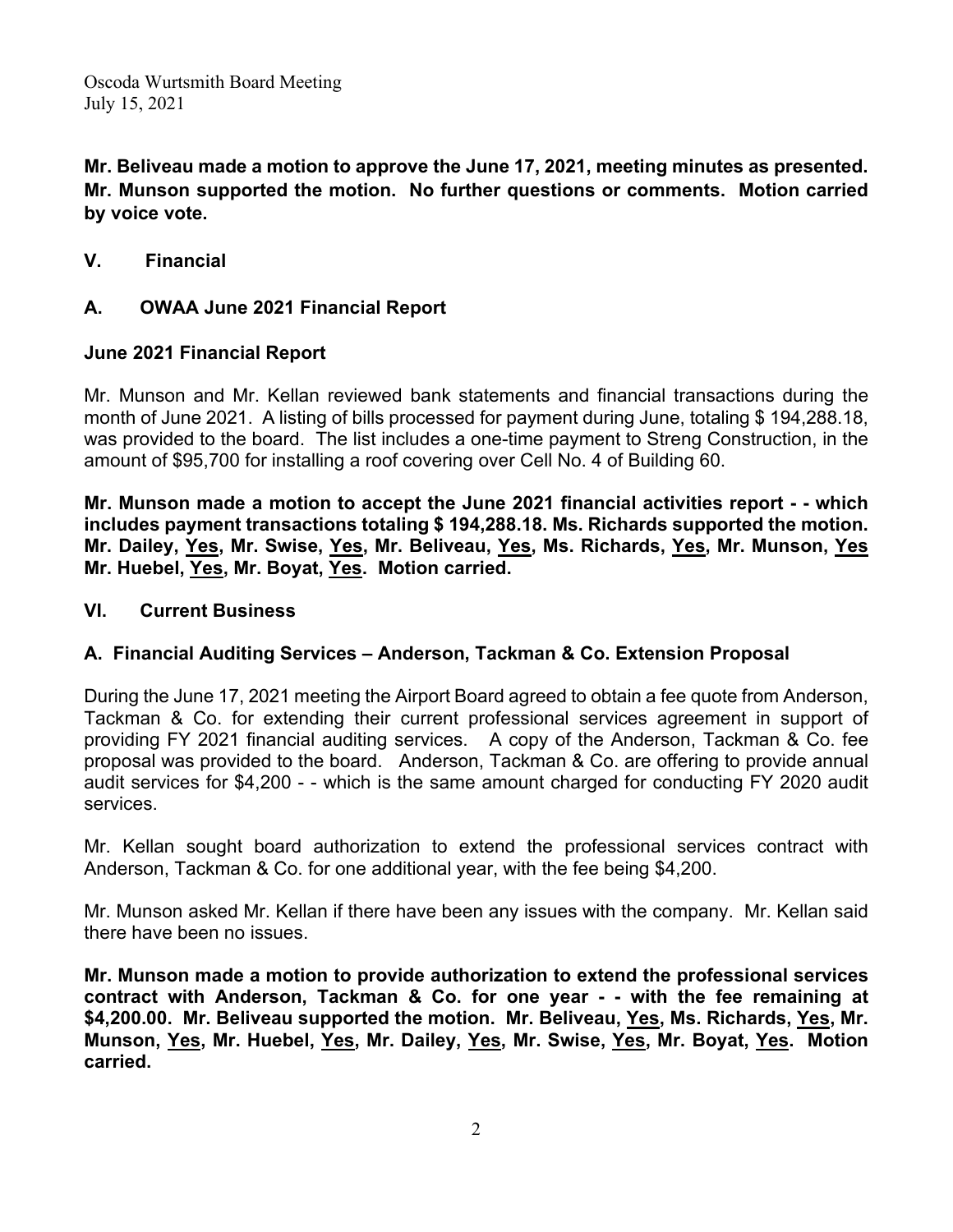**Mr. Beliveau made a motion to approve the June 17, 2021, meeting minutes as presented. Mr. Munson supported the motion. No further questions or comments. Motion carried by voice vote.**

## V. Financial

### A. OWAA June 2021 Financial Report

**June 2021 Financial Report**

Mr. Munson and Mr. Kellan reviewed bank statements and financial transactions during the month of June 2021. A listing of bills processed for payment during June, totaling $ 194,288.18, was provided to the board. The list includes a one-time payment to Streng Construction, in the amount of $95,700 for installing a roof covering over Cell No. 4 of Building 60.

**Mr. Munson made a motion to accept the June 2021 financial activities report - - which includes payment transactions totaling $ 194,288.18. Ms. Richards supported the motion. Mr. Dailey, Yes, Mr. Swise, Yes, Mr. Beliveau, Yes, Ms. Richards, Yes, Mr. Munson, Yes Mr. Huebel, Yes, Mr. Boyat, Yes. Motion carried.**

## VI. Current Business

### A. Financial Auditing Services – Anderson, Tackman & Co. Extension Proposal

During the June 17, 2021 meeting the Airport Board agreed to obtain a fee quote from Anderson, Tackman & Co. for extending their current professional services agreement in support of providing FY 2021 financial auditing services. A copy of the Anderson, Tackman & Co. fee proposal was provided to the board. Anderson, Tackman & Co. are offering to provide annual audit services for $4,200 - - which is the same amount charged for conducting FY 2020 audit services.

Mr. Kellan sought board authorization to extend the professional services contract with Anderson, Tackman & Co. for one additional year, with the fee being $4,200.

Mr. Munson asked Mr. Kellan if there have been any issues with the company. Mr. Kellan said there have been no issues.

**Mr. Munson made a motion to provide authorization to extend the professional services contract with Anderson, Tackman & Co. for one year - - with the fee remaining at $4,200.00. Mr. Beliveau supported the motion. Mr. Beliveau, Yes, Ms. Richards, Yes, Mr. Munson, Yes, Mr. Huebel, Yes, Mr. Dailey, Yes, Mr. Swise, Yes, Mr. Boyat, Yes. Motion carried.**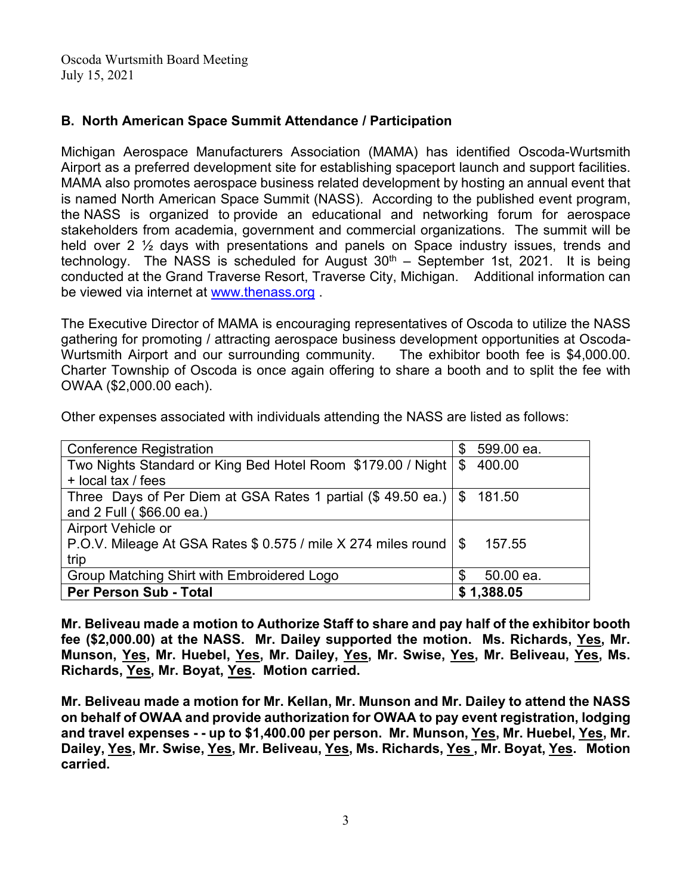## B. North American Space Summit Attendance / Participation

Michigan Aerospace Manufacturers Association (MAMA) has identified Oscoda-Wurtsmith Airport as a preferred development site for establishing spaceport launch and support facilities. MAMA also promotes aerospace business related development by hosting an annual event that is named North American Space Summit (NASS). According to the published event program, the NASS is organized to provide an educational and networking forum for aerospace stakeholders from academia, government and commercial organizations. The summit will be held over 2 ½ days with presentations and panels on Space industry issues, trends and technology. The NASS is scheduled for August 30th – September 1st, 2021. It is being conducted at the Grand Traverse Resort, Traverse City, Michigan. Additional information can be viewed via internet at [www.thenass.org](http://www.thenass.org) .

The Executive Director of MAMA is encouraging representatives of Oscoda to utilize the NASS gathering for promoting / attracting aerospace business development opportunities at Oscoda-Wurtsmith Airport and our surrounding community. The exhibitor booth fee is $4,000.00. Charter Township of Oscoda is once again offering to share a booth and to split the fee with OWAA ($2,000.00 each).

Other expenses associated with individuals attending the NASS are listed as follows:

| Item | Cost |
|---|---|
| Conference Registration | $ 599.00 ea. |
| Two Nights Standard or King Bed Hotel Room $179.00 / Night + local tax / fees | $ 400.00 |
| Three Days of Per Diem at GSA Rates 1 partial ($ 49.50 ea.) and 2 Full ( $66.00 ea.) | $ 181.50 |
| Airport Vehicle or P.O.V. Mileage At GSA Rates $ 0.575 / mile X 274 miles round trip | $ 157.55 |
| Group Matching Shirt with Embroidered Logo | $ 50.00 ea. |
| **Per Person Sub - Total** | **$ 1,388.05** |

**Mr. Beliveau made a motion to Authorize Staff to share and pay half of the exhibitor booth fee ($2,000.00) at the NASS. Mr. Dailey supported the motion. Ms. Richards, Yes, Mr. Munson, Yes, Mr. Huebel, Yes, Mr. Dailey, Yes, Mr. Swise, Yes, Mr. Beliveau, Yes, Ms. Richards, Yes, Mr. Boyat, Yes. Motion carried.**

**Mr. Beliveau made a motion for Mr. Kellan, Mr. Munson and Mr. Dailey to attend the NASS on behalf of OWAA and provide authorization for OWAA to pay event registration, lodging and travel expenses - - up to $1,400.00 per person. Mr. Munson, Yes, Mr. Huebel, Yes, Mr. Dailey, Yes, Mr. Swise, Yes, Mr. Beliveau, Yes, Ms. Richards, Yes , Mr. Boyat, Yes. Motion carried.**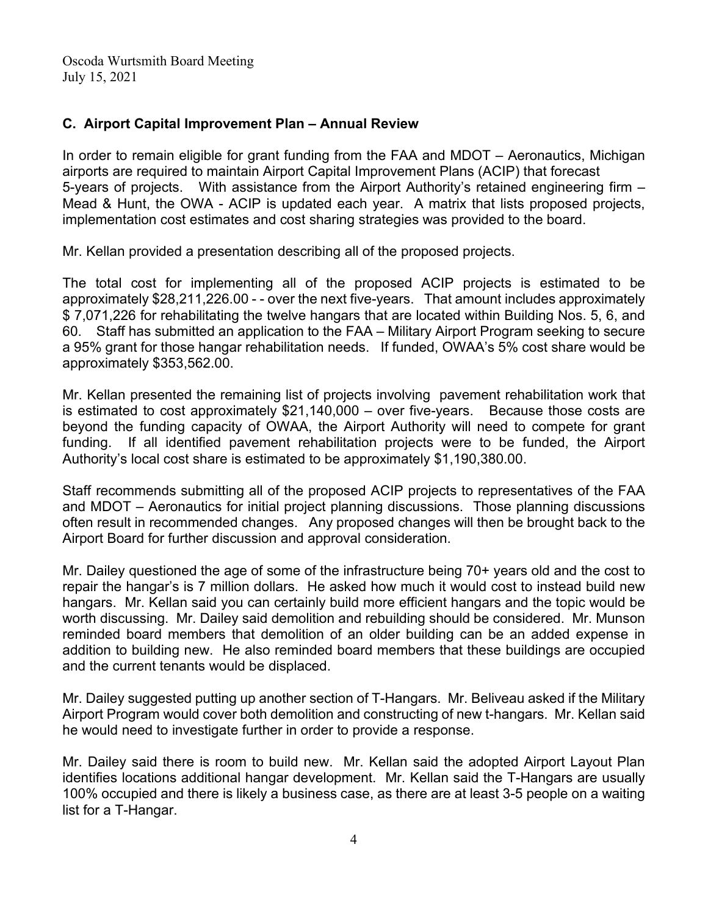### C. Airport Capital Improvement Plan – Annual Review

In order to remain eligible for grant funding from the FAA and MDOT – Aeronautics, Michigan airports are required to maintain Airport Capital Improvement Plans (ACIP) that forecast 5-years of projects. With assistance from the Airport Authority's retained engineering firm – Mead & Hunt, the OWA - ACIP is updated each year. A matrix that lists proposed projects, implementation cost estimates and cost sharing strategies was provided to the board.

Mr. Kellan provided a presentation describing all of the proposed projects.

The total cost for implementing all of the proposed ACIP projects is estimated to be approximately $28,211,226.00 - - over the next five-years. That amount includes approximately $ 7,071,226 for rehabilitating the twelve hangars that are located within Building Nos. 5, 6, and 60. Staff has submitted an application to the FAA – Military Airport Program seeking to secure a 95% grant for those hangar rehabilitation needs. If funded, OWAA's 5% cost share would be approximately $353,562.00.

Mr. Kellan presented the remaining list of projects involving pavement rehabilitation work that is estimated to cost approximately $21,140,000 – over five-years. Because those costs are beyond the funding capacity of OWAA, the Airport Authority will need to compete for grant funding. If all identified pavement rehabilitation projects were to be funded, the Airport Authority's local cost share is estimated to be approximately $1,190,380.00.

Staff recommends submitting all of the proposed ACIP projects to representatives of the FAA and MDOT – Aeronautics for initial project planning discussions. Those planning discussions often result in recommended changes. Any proposed changes will then be brought back to the Airport Board for further discussion and approval consideration.

Mr. Dailey questioned the age of some of the infrastructure being 70+ years old and the cost to repair the hangar's is 7 million dollars. He asked how much it would cost to instead build new hangars. Mr. Kellan said you can certainly build more efficient hangars and the topic would be worth discussing. Mr. Dailey said demolition and rebuilding should be considered. Mr. Munson reminded board members that demolition of an older building can be an added expense in addition to building new. He also reminded board members that these buildings are occupied and the current tenants would be displaced.

Mr. Dailey suggested putting up another section of T-Hangars. Mr. Beliveau asked if the Military Airport Program would cover both demolition and constructing of new t-hangars. Mr. Kellan said he would need to investigate further in order to provide a response.

Mr. Dailey said there is room to build new. Mr. Kellan said the adopted Airport Layout Plan identifies locations additional hangar development. Mr. Kellan said the T-Hangars are usually 100% occupied and there is likely a business case, as there are at least 3-5 people on a waiting list for a T-Hangar.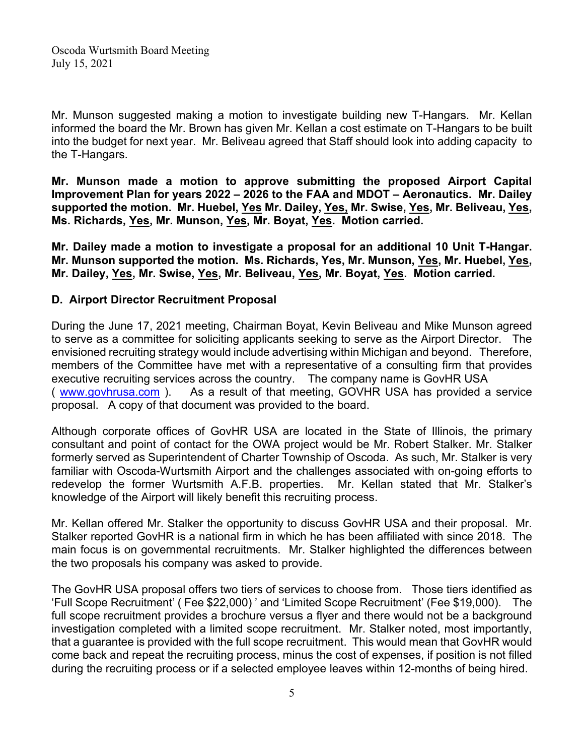Mr. Munson suggested making a motion to investigate building new T-Hangars. Mr. Kellan informed the board the Mr. Brown has given Mr. Kellan a cost estimate on T-Hangars to be built into the budget for next year. Mr. Beliveau agreed that Staff should look into adding capacity to the T-Hangars.

**Mr. Munson made a motion to approve submitting the proposed Airport Capital Improvement Plan for years 2022 – 2026 to the FAA and MDOT – Aeronautics. Mr. Dailey supported the motion. Mr. Huebel, <u>Yes</u> Mr. Dailey, <u>Yes,</u> Mr. Swise, <u>Yes</u>, Mr. Beliveau, <u>Yes</u>, Ms. Richards, <u>Yes</u>, Mr. Munson, <u>Yes</u>, Mr. Boyat, <u>Yes</u>. Motion carried.**

**Mr. Dailey made a motion to investigate a proposal for an additional 10 Unit T-Hangar. Mr. Munson supported the motion. Ms. Richards, Yes, Mr. Munson, <u>Yes</u>, Mr. Huebel, <u>Yes</u>, Mr. Dailey, <u>Yes</u>, Mr. Swise, <u>Yes</u>, Mr. Beliveau, <u>Yes</u>, Mr. Boyat, <u>Yes</u>. Motion carried.**

### D. Airport Director Recruitment Proposal

During the June 17, 2021 meeting, Chairman Boyat, Kevin Beliveau and Mike Munson agreed to serve as a committee for soliciting applicants seeking to serve as the Airport Director. The envisioned recruiting strategy would include advertising within Michigan and beyond. Therefore, members of the Committee have met with a representative of a consulting firm that provides executive recruiting services across the country. The company name is GovHR USA ( www.govhrusa.com ). As a result of that meeting, GOVHR USA has provided a service proposal. A copy of that document was provided to the board.

Although corporate offices of GovHR USA are located in the State of Illinois, the primary consultant and point of contact for the OWA project would be Mr. Robert Stalker. Mr. Stalker formerly served as Superintendent of Charter Township of Oscoda. As such, Mr. Stalker is very familiar with Oscoda-Wurtsmith Airport and the challenges associated with on-going efforts to redevelop the former Wurtsmith A.F.B. properties. Mr. Kellan stated that Mr. Stalker's knowledge of the Airport will likely benefit this recruiting process.

Mr. Kellan offered Mr. Stalker the opportunity to discuss GovHR USA and their proposal. Mr. Stalker reported GovHR is a national firm in which he has been affiliated with since 2018. The main focus is on governmental recruitments. Mr. Stalker highlighted the differences between the two proposals his company was asked to provide.

The GovHR USA proposal offers two tiers of services to choose from. Those tiers identified as 'Full Scope Recruitment' ( Fee $22,000) ' and 'Limited Scope Recruitment' (Fee $19,000). The full scope recruitment provides a brochure versus a flyer and there would not be a background investigation completed with a limited scope recruitment. Mr. Stalker noted, most importantly, that a guarantee is provided with the full scope recruitment. This would mean that GovHR would come back and repeat the recruiting process, minus the cost of expenses, if position is not filled during the recruiting process or if a selected employee leaves within 12-months of being hired.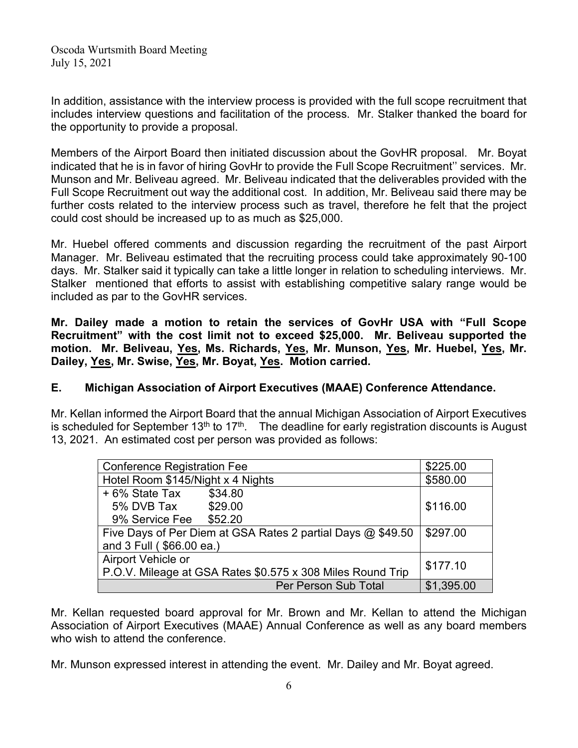In addition, assistance with the interview process is provided with the full scope recruitment that includes interview questions and facilitation of the process. Mr. Stalker thanked the board for the opportunity to provide a proposal.

Members of the Airport Board then initiated discussion about the GovHR proposal. Mr. Boyat indicated that he is in favor of hiring GovHr to provide the Full Scope Recruitment'' services. Mr. Munson and Mr. Beliveau agreed. Mr. Beliveau indicated that the deliverables provided with the Full Scope Recruitment out way the additional cost. In addition, Mr. Beliveau said there may be further costs related to the interview process such as travel, therefore he felt that the project could cost should be increased up to as much as $25,000.

Mr. Huebel offered comments and discussion regarding the recruitment of the past Airport Manager. Mr. Beliveau estimated that the recruiting process could take approximately 90-100 days. Mr. Stalker said it typically can take a little longer in relation to scheduling interviews. Mr. Stalker mentioned that efforts to assist with establishing competitive salary range would be included as par to the GovHR services.

**Mr. Dailey made a motion to retain the services of GovHr USA with "Full Scope Recruitment" with the cost limit not to exceed $25,000. Mr. Beliveau supported the motion. Mr. Beliveau, Yes, Ms. Richards, Yes, Mr. Munson, Yes, Mr. Huebel, Yes, Mr. Dailey, Yes, Mr. Swise, Yes, Mr. Boyat, Yes. Motion carried.**

## E. Michigan Association of Airport Executives (MAAE) Conference Attendance.

Mr. Kellan informed the Airport Board that the annual Michigan Association of Airport Executives is scheduled for September 13th to 17th. The deadline for early registration discounts is August 13, 2021. An estimated cost per person was provided as follows:

| Item | Cost |
|---|---|
| Conference Registration Fee | $225.00 |
| Hotel Room $145/Night x 4 Nights | $580.00 |
| + 6% State Tax $34.80<br>5% DVB Tax $29.00<br>9% Service Fee $52.20 | $116.00 |
| Five Days of Per Diem at GSA Rates 2 partial Days @ $49.50 and 3 Full ( $66.00 ea.) | $297.00 |
| Airport Vehicle or<br>P.O.V. Mileage at GSA Rates $0.575 x 308 Miles Round Trip | $177.10 |
| Per Person Sub Total | $1,395.00 |

Mr. Kellan requested board approval for Mr. Brown and Mr. Kellan to attend the Michigan Association of Airport Executives (MAAE) Annual Conference as well as any board members who wish to attend the conference.

Mr. Munson expressed interest in attending the event. Mr. Dailey and Mr. Boyat agreed.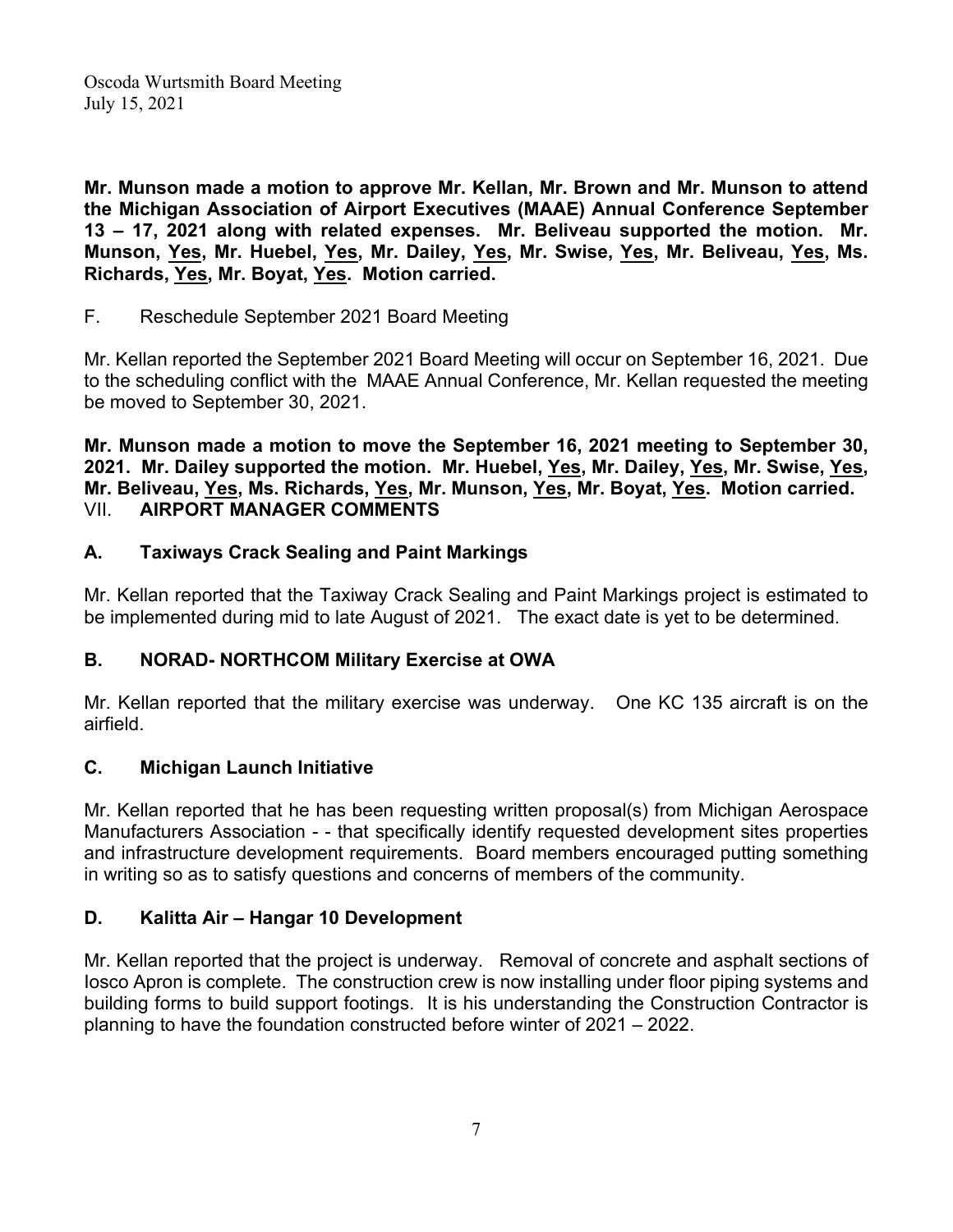**Mr. Munson made a motion to approve Mr. Kellan, Mr. Brown and Mr. Munson to attend the Michigan Association of Airport Executives (MAAE) Annual Conference September 13 – 17, 2021 along with related expenses. Mr. Beliveau supported the motion. Mr. Munson, Yes, Mr. Huebel, Yes, Mr. Dailey, Yes, Mr. Swise, Yes, Mr. Beliveau, Yes, Ms. Richards, Yes, Mr. Boyat, Yes. Motion carried.**

F. Reschedule September 2021 Board Meeting

Mr. Kellan reported the September 2021 Board Meeting will occur on September 16, 2021. Due to the scheduling conflict with the MAAE Annual Conference, Mr. Kellan requested the meeting be moved to September 30, 2021.

**Mr. Munson made a motion to move the September 16, 2021 meeting to September 30, 2021. Mr. Dailey supported the motion. Mr. Huebel, Yes, Mr. Dailey, Yes, Mr. Swise, Yes, Mr. Beliveau, Yes, Ms. Richards, Yes, Mr. Munson, Yes, Mr. Boyat, Yes. Motion carried.**

## VII. AIRPORT MANAGER COMMENTS

### A. Taxiways Crack Sealing and Paint Markings

Mr. Kellan reported that the Taxiway Crack Sealing and Paint Markings project is estimated to be implemented during mid to late August of 2021. The exact date is yet to be determined.

### B. NORAD- NORTHCOM Military Exercise at OWA

Mr. Kellan reported that the military exercise was underway. One KC 135 aircraft is on the airfield.

### C. Michigan Launch Initiative

Mr. Kellan reported that he has been requesting written proposal(s) from Michigan Aerospace Manufacturers Association - - that specifically identify requested development sites properties and infrastructure development requirements. Board members encouraged putting something in writing so as to satisfy questions and concerns of members of the community.

### D. Kalitta Air – Hangar 10 Development

Mr. Kellan reported that the project is underway. Removal of concrete and asphalt sections of Iosco Apron is complete. The construction crew is now installing under floor piping systems and building forms to build support footings. It is his understanding the Construction Contractor is planning to have the foundation constructed before winter of 2021 – 2022.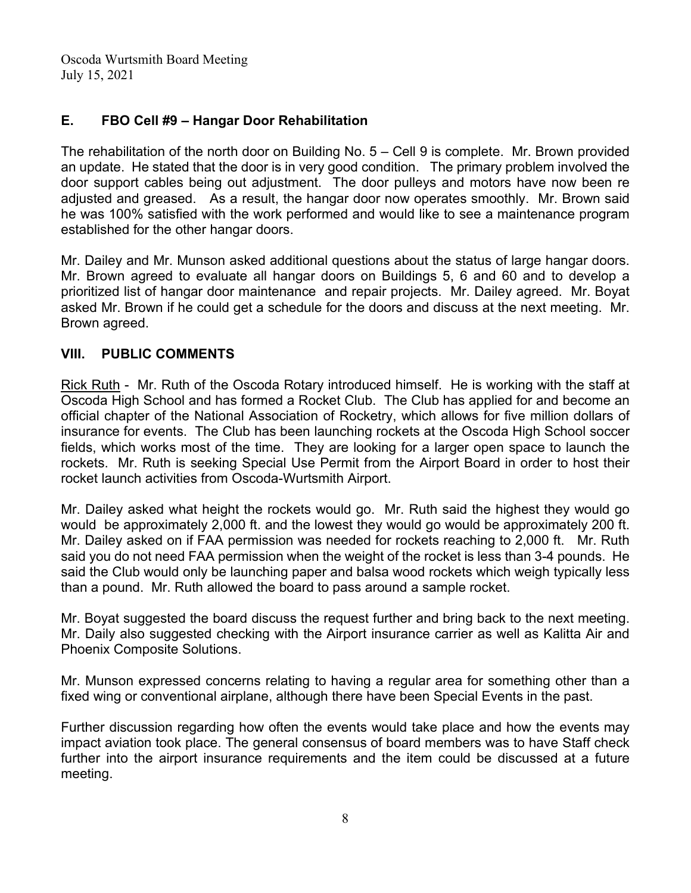## E. FBO Cell #9 – Hangar Door Rehabilitation

The rehabilitation of the north door on Building No. 5 – Cell 9 is complete. Mr. Brown provided an update. He stated that the door is in very good condition. The primary problem involved the door support cables being out adjustment. The door pulleys and motors have now been re adjusted and greased. As a result, the hangar door now operates smoothly. Mr. Brown said he was 100% satisfied with the work performed and would like to see a maintenance program established for the other hangar doors.

Mr. Dailey and Mr. Munson asked additional questions about the status of large hangar doors. Mr. Brown agreed to evaluate all hangar doors on Buildings 5, 6 and 60 and to develop a prioritized list of hangar door maintenance and repair projects. Mr. Dailey agreed. Mr. Boyat asked Mr. Brown if he could get a schedule for the doors and discuss at the next meeting. Mr. Brown agreed.

## VIII. PUBLIC COMMENTS

Rick Ruth - Mr. Ruth of the Oscoda Rotary introduced himself. He is working with the staff at Oscoda High School and has formed a Rocket Club. The Club has applied for and become an official chapter of the National Association of Rocketry, which allows for five million dollars of insurance for events. The Club has been launching rockets at the Oscoda High School soccer fields, which works most of the time. They are looking for a larger open space to launch the rockets. Mr. Ruth is seeking Special Use Permit from the Airport Board in order to host their rocket launch activities from Oscoda-Wurtsmith Airport.

Mr. Dailey asked what height the rockets would go. Mr. Ruth said the highest they would go would be approximately 2,000 ft. and the lowest they would go would be approximately 200 ft. Mr. Dailey asked on if FAA permission was needed for rockets reaching to 2,000 ft. Mr. Ruth said you do not need FAA permission when the weight of the rocket is less than 3-4 pounds. He said the Club would only be launching paper and balsa wood rockets which weigh typically less than a pound. Mr. Ruth allowed the board to pass around a sample rocket.

Mr. Boyat suggested the board discuss the request further and bring back to the next meeting. Mr. Daily also suggested checking with the Airport insurance carrier as well as Kalitta Air and Phoenix Composite Solutions.

Mr. Munson expressed concerns relating to having a regular area for something other than a fixed wing or conventional airplane, although there have been Special Events in the past.

Further discussion regarding how often the events would take place and how the events may impact aviation took place. The general consensus of board members was to have Staff check further into the airport insurance requirements and the item could be discussed at a future meeting.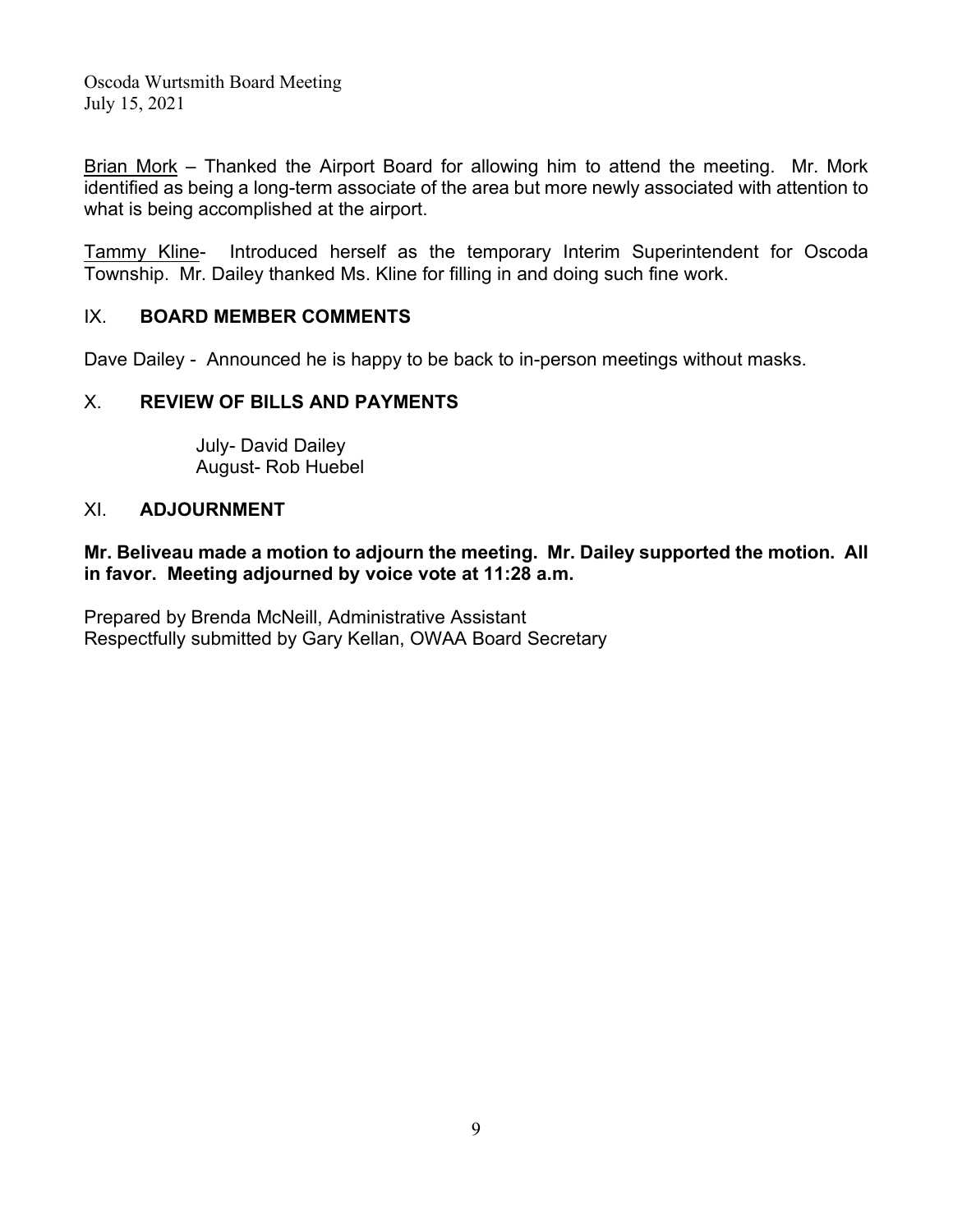Brian Mork – Thanked the Airport Board for allowing him to attend the meeting. Mr. Mork identified as being a long-term associate of the area but more newly associated with attention to what is being accomplished at the airport.

Tammy Kline- Introduced herself as the temporary Interim Superintendent for Oscoda Township. Mr. Dailey thanked Ms. Kline for filling in and doing such fine work.

## IX. BOARD MEMBER COMMENTS

Dave Dailey - Announced he is happy to be back to in-person meetings without masks.

## X. REVIEW OF BILLS AND PAYMENTS

July- David Dailey
August- Rob Huebel

## XI. ADJOURNMENT

**Mr. Beliveau made a motion to adjourn the meeting. Mr. Dailey supported the motion. All in favor. Meeting adjourned by voice vote at 11:28 a.m.**

Prepared by Brenda McNeill, Administrative Assistant
Respectfully submitted by Gary Kellan, OWAA Board Secretary